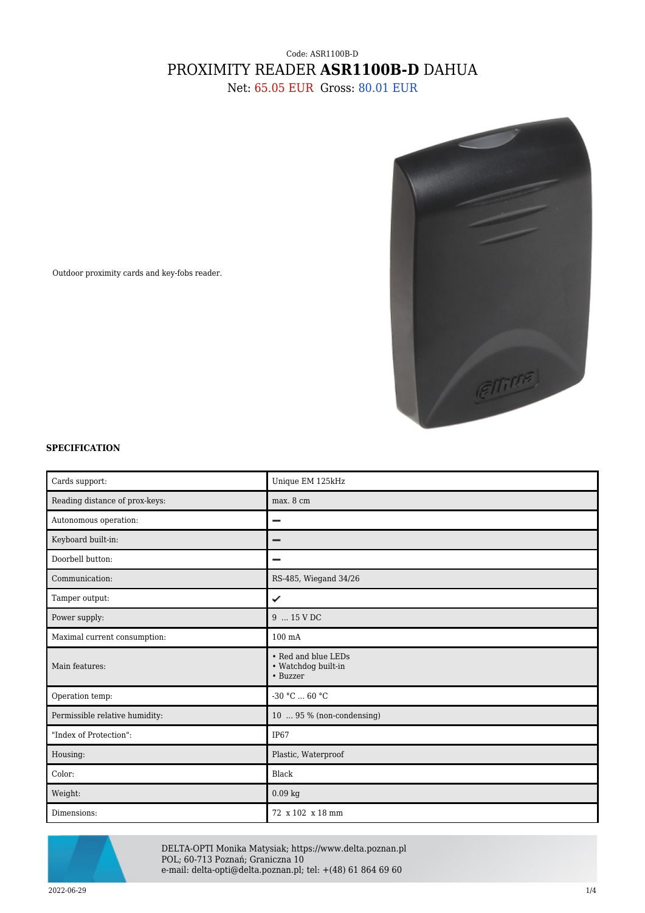Code: ASR1100B-D

# PROXIMITY READER **ASR1100B-D** DAHUA

Net: 65.05 EUR Gross: 80.01 EUR

Outdoor proximity cards and key-fobs reader.

### SPECIFICATION

| | |
|---|---|
| Cards support: | Unique EM 125kHz |
| Reading distance of prox-keys: | max. 8 cm |
| Autonomous operation: | – |
| Keyboard built-in: | – |
| Doorbell button: | – |
| Communication: | RS-485, Wiegand 34/26 |
| Tamper output: | ✔ |
| Power supply: | 9 ... 15 V DC |
| Maximal current consumption: | 100 mA |
| Main features: | • Red and blue LEDs<br>• Watchdog built-in<br>• Buzzer |
| Operation temp: | -30 °C ... 60 °C |
| Permissible relative humidity: | 10 ... 95 % (non-condensing) |
| "Index of Protection": | IP67 |
| Housing: | Plastic, Waterproof |
| Color: | Black |
| Weight: | 0.09 kg |
| Dimensions: | 72 x 102 x 18 mm |

DELTA-OPTI Monika Matysiak; https://www.delta.poznan.pl
POL; 60-713 Poznań; Graniczna 10
e-mail: delta-opti@delta.poznan.pl; tel: +(48) 61 864 69 60

2022-06-29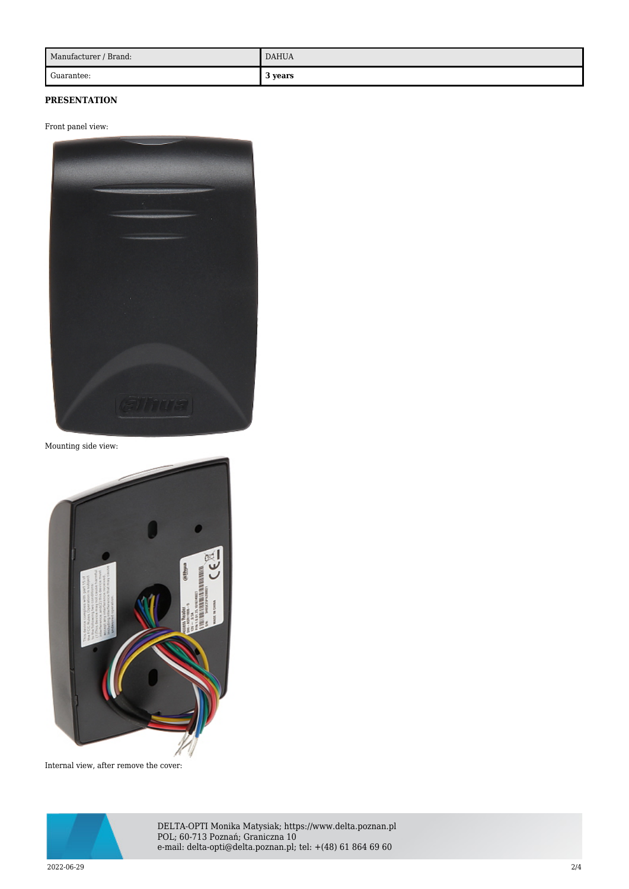| Manufacturer / Brand: | DAHUA |
| --- | --- |
| Guarantee: | **3 years** |

**PRESENTATION**

Front panel view:

Mounting side view:

Internal view, after remove the cover: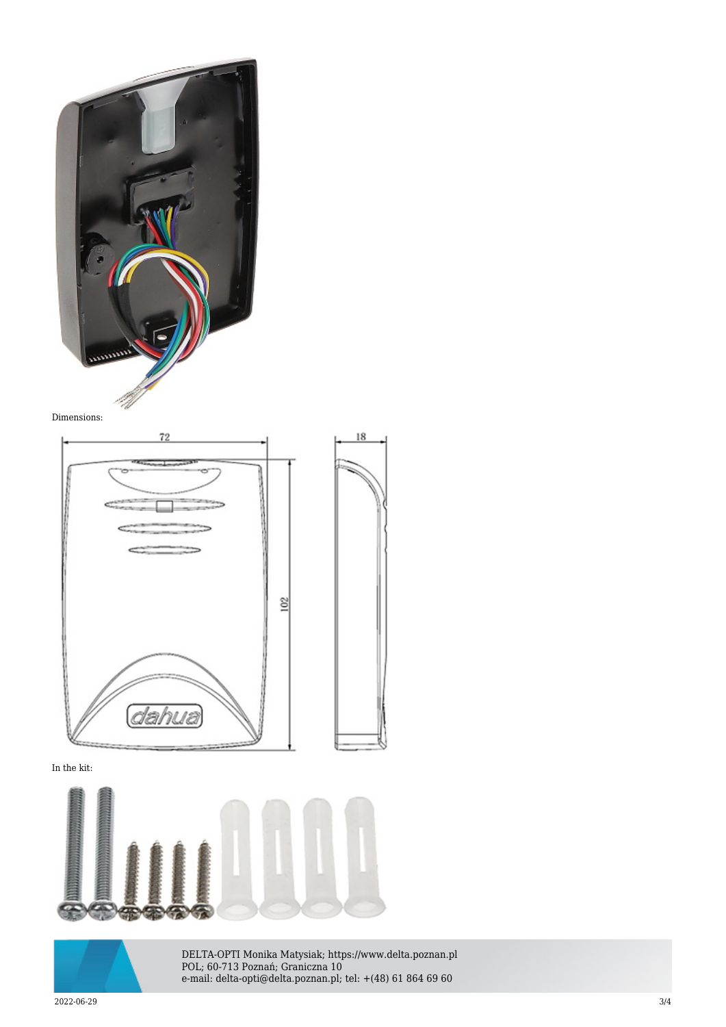Dimensions:

In the kit: